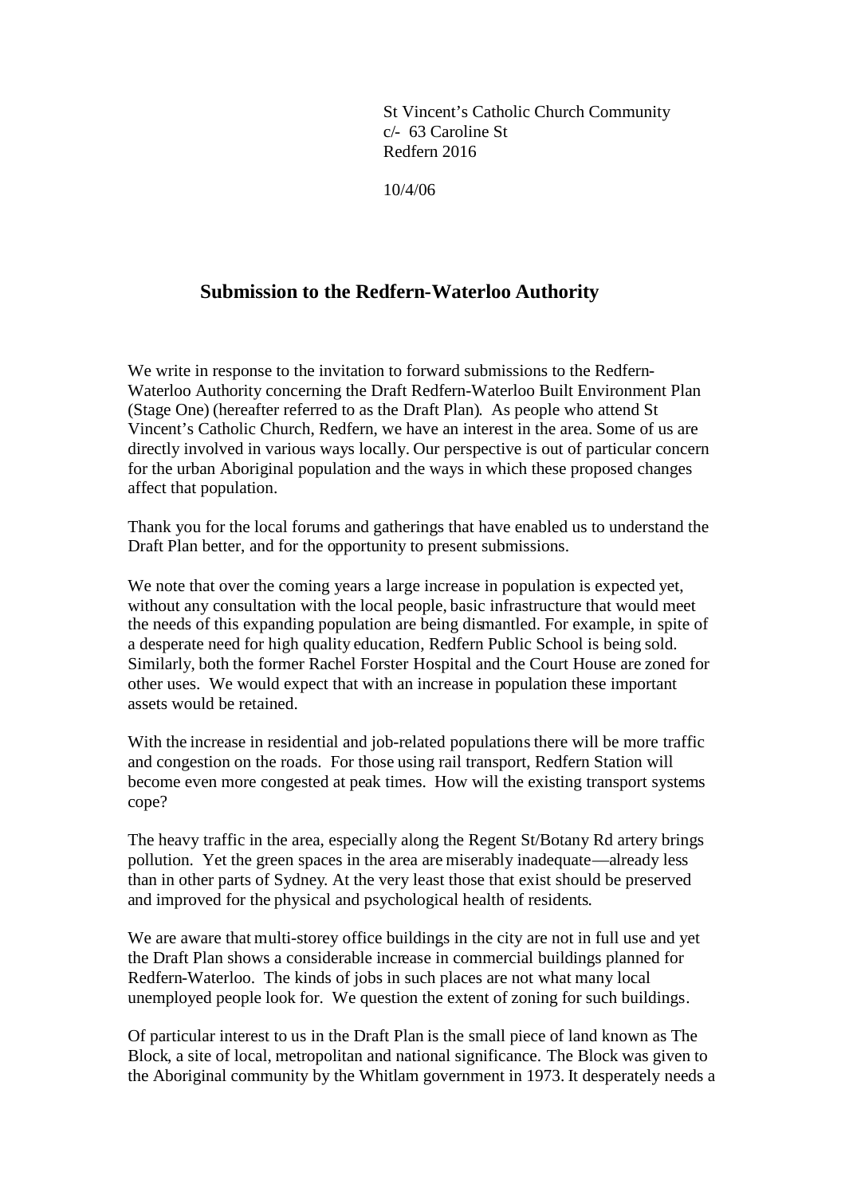St Vincent's Catholic Church Community
c/- 63 Caroline St
Redfern 2016

10/4/06

## Submission to the Redfern-Waterloo Authority

We write in response to the invitation to forward submissions to the Redfern-Waterloo Authority concerning the Draft Redfern-Waterloo Built Environment Plan (Stage One) (hereafter referred to as the Draft Plan). As people who attend St Vincent's Catholic Church, Redfern, we have an interest in the area. Some of us are directly involved in various ways locally. Our perspective is out of particular concern for the urban Aboriginal population and the ways in which these proposed changes affect that population.

Thank you for the local forums and gatherings that have enabled us to understand the Draft Plan better, and for the opportunity to present submissions.

We note that over the coming years a large increase in population is expected yet, without any consultation with the local people, basic infrastructure that would meet the needs of this expanding population are being dismantled. For example, in spite of a desperate need for high quality education, Redfern Public School is being sold. Similarly, both the former Rachel Forster Hospital and the Court House are zoned for other uses. We would expect that with an increase in population these important assets would be retained.

With the increase in residential and job-related populations there will be more traffic and congestion on the roads. For those using rail transport, Redfern Station will become even more congested at peak times. How will the existing transport systems cope?

The heavy traffic in the area, especially along the Regent St/Botany Rd artery brings pollution. Yet the green spaces in the area are miserably inadequate—already less than in other parts of Sydney. At the very least those that exist should be preserved and improved for the physical and psychological health of residents.

We are aware that multi-storey office buildings in the city are not in full use and yet the Draft Plan shows a considerable increase in commercial buildings planned for Redfern-Waterloo. The kinds of jobs in such places are not what many local unemployed people look for. We question the extent of zoning for such buildings.

Of particular interest to us in the Draft Plan is the small piece of land known as The Block, a site of local, metropolitan and national significance. The Block was given to the Aboriginal community by the Whitlam government in 1973. It desperately needs a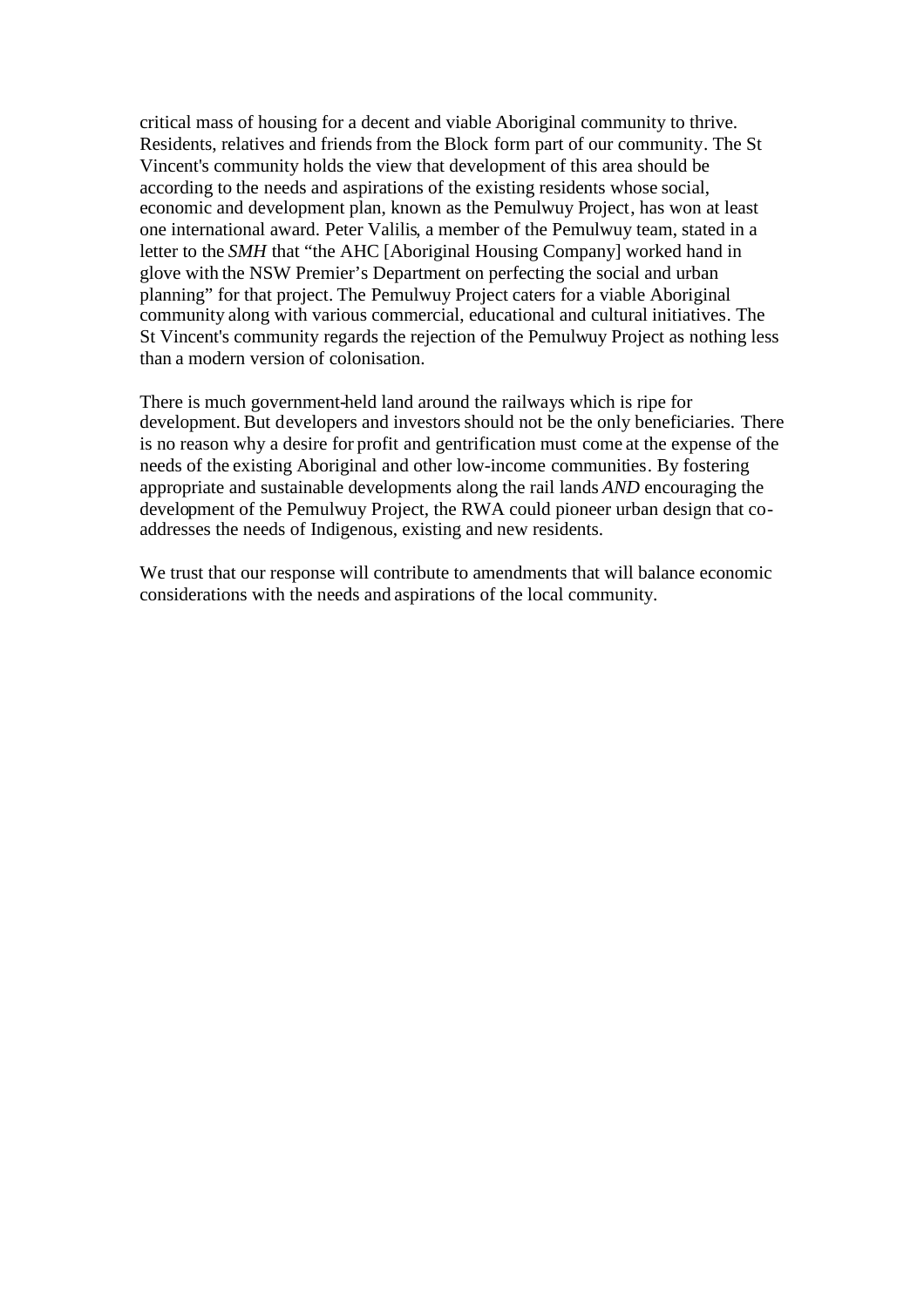critical mass of housing for a decent and viable Aboriginal community to thrive. Residents, relatives and friends from the Block form part of our community. The St Vincent's community holds the view that development of this area should be according to the needs and aspirations of the existing residents whose social, economic and development plan, known as the Pemulwuy Project, has won at least one international award. Peter Valilis, a member of the Pemulwuy team, stated in a letter to the *SMH* that "the AHC [Aboriginal Housing Company] worked hand in glove with the NSW Premier's Department on perfecting the social and urban planning" for that project. The Pemulwuy Project caters for a viable Aboriginal community along with various commercial, educational and cultural initiatives. The St Vincent's community regards the rejection of the Pemulwuy Project as nothing less than a modern version of colonisation.

There is much government-held land around the railways which is ripe for development. But developers and investors should not be the only beneficiaries. There is no reason why a desire for profit and gentrification must come at the expense of the needs of the existing Aboriginal and other low-income communities. By fostering appropriate and sustainable developments along the rail lands *AND* encouraging the development of the Pemulwuy Project, the RWA could pioneer urban design that co-addresses the needs of Indigenous, existing and new residents.

We trust that our response will contribute to amendments that will balance economic considerations with the needs and aspirations of the local community.